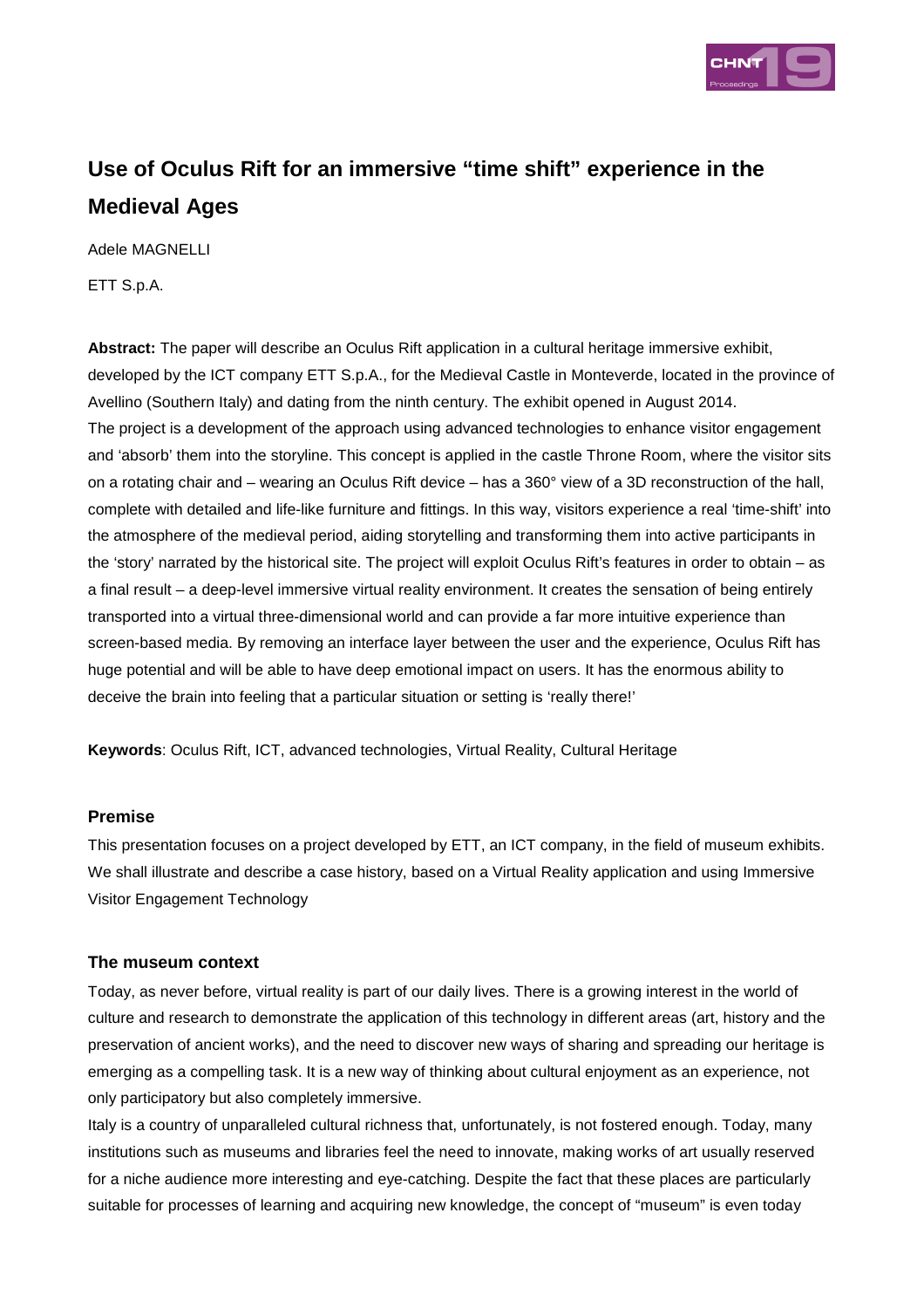# Use of Oculus Rift for an immersive “time shift” experience in the Medieval Ages

Adele MAGNELLI

ETT S.p.A.

**Abstract:** The paper will describe an Oculus Rift application in a cultural heritage immersive exhibit, developed by the ICT company ETT S.p.A., for the Medieval Castle in Monteverde, located in the province of Avellino (Southern Italy) and dating from the ninth century. The exhibit opened in August 2014.
The project is a development of the approach using advanced technologies to enhance visitor engagement and ‘absorb’ them into the storyline. This concept is applied in the castle Throne Room, where the visitor sits on a rotating chair and – wearing an Oculus Rift device – has a 360° view of a 3D reconstruction of the hall, complete with detailed and life-like furniture and fittings. In this way, visitors experience a real ‘time-shift’ into the atmosphere of the medieval period, aiding storytelling and transforming them into active participants in the ‘story’ narrated by the historical site. The project will exploit Oculus Rift’s features in order to obtain – as a final result – a deep-level immersive virtual reality environment. It creates the sensation of being entirely transported into a virtual three-dimensional world and can provide a far more intuitive experience than screen-based media. By removing an interface layer between the user and the experience, Oculus Rift has huge potential and will be able to have deep emotional impact on users. It has the enormous ability to deceive the brain into feeling that a particular situation or setting is ‘really there!’

**Keywords**: Oculus Rift, ICT, advanced technologies, Virtual Reality, Cultural Heritage

## Premise

This presentation focuses on a project developed by ETT, an ICT company, in the field of museum exhibits. We shall illustrate and describe a case history, based on a Virtual Reality application and using Immersive Visitor Engagement Technology

## The museum context

Today, as never before, virtual reality is part of our daily lives. There is a growing interest in the world of culture and research to demonstrate the application of this technology in different areas (art, history and the preservation of ancient works), and the need to discover new ways of sharing and spreading our heritage is emerging as a compelling task. It is a new way of thinking about cultural enjoyment as an experience, not only participatory but also completely immersive.
Italy is a country of unparalleled cultural richness that, unfortunately, is not fostered enough. Today, many institutions such as museums and libraries feel the need to innovate, making works of art usually reserved for a niche audience more interesting and eye-catching. Despite the fact that these places are particularly suitable for processes of learning and acquiring new knowledge, the concept of “museum” is even today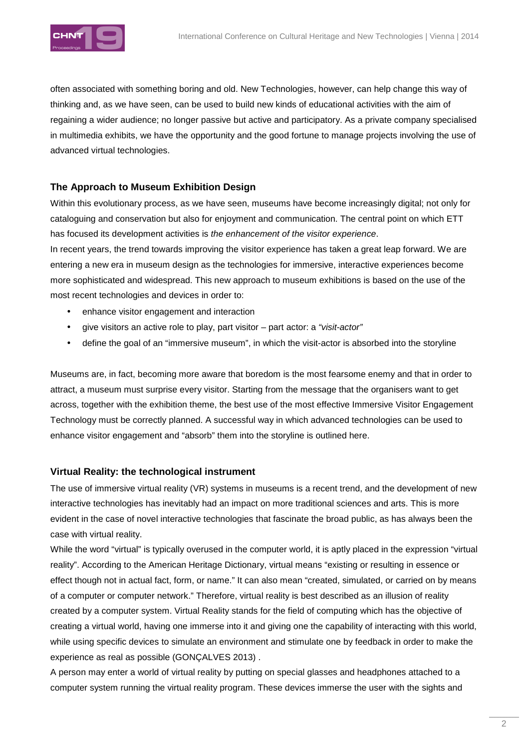often associated with something boring and old. New Technologies, however, can help change this way of thinking and, as we have seen, can be used to build new kinds of educational activities with the aim of regaining a wider audience; no longer passive but active and participatory. As a private company specialised in multimedia exhibits, we have the opportunity and the good fortune to manage projects involving the use of advanced virtual technologies.

### The Approach to Museum Exhibition Design

Within this evolutionary process, as we have seen, museums have become increasingly digital; not only for cataloguing and conservation but also for enjoyment and communication. The central point on which ETT has focused its development activities is *the enhancement of the visitor experience*.

In recent years, the trend towards improving the visitor experience has taken a great leap forward. We are entering a new era in museum design as the technologies for immersive, interactive experiences become more sophisticated and widespread. This new approach to museum exhibitions is based on the use of the most recent technologies and devices in order to:

- enhance visitor engagement and interaction
- give visitors an active role to play, part visitor – part actor: a *"visit-actor"*
- define the goal of an "immersive museum", in which the visit-actor is absorbed into the storyline

Museums are, in fact, becoming more aware that boredom is the most fearsome enemy and that in order to attract, a museum must surprise every visitor. Starting from the message that the organisers want to get across, together with the exhibition theme, the best use of the most effective Immersive Visitor Engagement Technology must be correctly planned. A successful way in which advanced technologies can be used to enhance visitor engagement and "absorb" them into the storyline is outlined here.

### Virtual Reality: the technological instrument

The use of immersive virtual reality (VR) systems in museums is a recent trend, and the development of new interactive technologies has inevitably had an impact on more traditional sciences and arts. This is more evident in the case of novel interactive technologies that fascinate the broad public, as has always been the case with virtual reality.

While the word "virtual" is typically overused in the computer world, it is aptly placed in the expression "virtual reality". According to the American Heritage Dictionary, virtual means "existing or resulting in essence or effect though not in actual fact, form, or name." It can also mean "created, simulated, or carried on by means of a computer or computer network." Therefore, virtual reality is best described as an illusion of reality created by a computer system. Virtual Reality stands for the field of computing which has the objective of creating a virtual world, having one immerse into it and giving one the capability of interacting with this world, while using specific devices to simulate an environment and stimulate one by feedback in order to make the experience as real as possible (GONÇALVES 2013) .

A person may enter a world of virtual reality by putting on special glasses and headphones attached to a computer system running the virtual reality program. These devices immerse the user with the sights and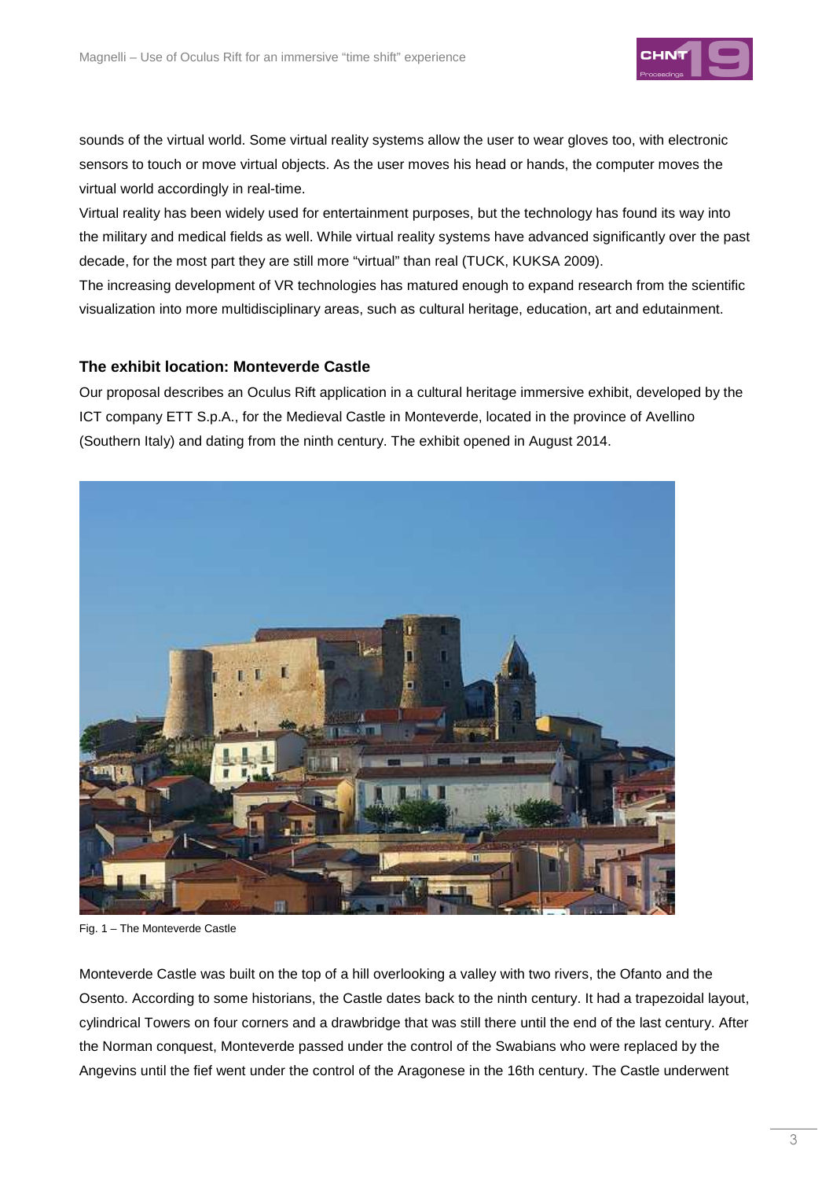sounds of the virtual world. Some virtual reality systems allow the user to wear gloves too, with electronic sensors to touch or move virtual objects. As the user moves his head or hands, the computer moves the virtual world accordingly in real-time.

Virtual reality has been widely used for entertainment purposes, but the technology has found its way into the military and medical fields as well. While virtual reality systems have advanced significantly over the past decade, for the most part they are still more "virtual" than real (TUCK, KUKSA 2009).

The increasing development of VR technologies has matured enough to expand research from the scientific visualization into more multidisciplinary areas, such as cultural heritage, education, art and edutainment.

### The exhibit location: Monteverde Castle

Our proposal describes an Oculus Rift application in a cultural heritage immersive exhibit, developed by the ICT company ETT S.p.A., for the Medieval Castle in Monteverde, located in the province of Avellino (Southern Italy) and dating from the ninth century. The exhibit opened in August 2014.

Fig. 1 – The Monteverde Castle

Monteverde Castle was built on the top of a hill overlooking a valley with two rivers, the Ofanto and the Osento. According to some historians, the Castle dates back to the ninth century. It had a trapezoidal layout, cylindrical Towers on four corners and a drawbridge that was still there until the end of the last century. After the Norman conquest, Monteverde passed under the control of the Swabians who were replaced by the Angevins until the fief went under the control of the Aragonese in the 16th century. The Castle underwent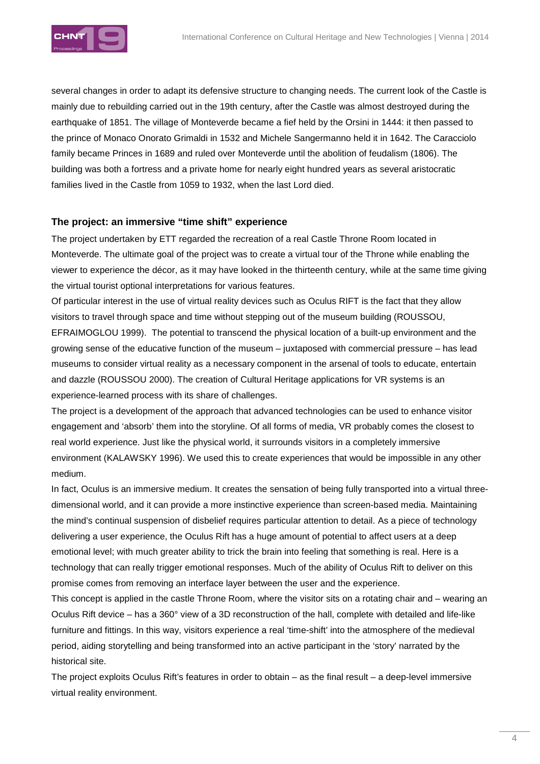several changes in order to adapt its defensive structure to changing needs. The current look of the Castle is mainly due to rebuilding carried out in the 19th century, after the Castle was almost destroyed during the earthquake of 1851. The village of Monteverde became a fief held by the Orsini in 1444: it then passed to the prince of Monaco Onorato Grimaldi in 1532 and Michele Sangermanno held it in 1642. The Caracciolo family became Princes in 1689 and ruled over Monteverde until the abolition of feudalism (1806). The building was both a fortress and a private home for nearly eight hundred years as several aristocratic families lived in the Castle from 1059 to 1932, when the last Lord died.

## The project: an immersive "time shift" experience

The project undertaken by ETT regarded the recreation of a real Castle Throne Room located in Monteverde. The ultimate goal of the project was to create a virtual tour of the Throne while enabling the viewer to experience the décor, as it may have looked in the thirteenth century, while at the same time giving the virtual tourist optional interpretations for various features.

Of particular interest in the use of virtual reality devices such as Oculus RIFT is the fact that they allow visitors to travel through space and time without stepping out of the museum building (ROUSSOU, EFRAIMOGLOU 1999). The potential to transcend the physical location of a built-up environment and the growing sense of the educative function of the museum – juxtaposed with commercial pressure – has lead museums to consider virtual reality as a necessary component in the arsenal of tools to educate, entertain and dazzle (ROUSSOU 2000). The creation of Cultural Heritage applications for VR systems is an experience-learned process with its share of challenges.

The project is a development of the approach that advanced technologies can be used to enhance visitor engagement and 'absorb' them into the storyline. Of all forms of media, VR probably comes the closest to real world experience. Just like the physical world, it surrounds visitors in a completely immersive environment (KALAWSKY 1996). We used this to create experiences that would be impossible in any other medium.

In fact, Oculus is an immersive medium. It creates the sensation of being fully transported into a virtual three-dimensional world, and it can provide a more instinctive experience than screen-based media. Maintaining the mind's continual suspension of disbelief requires particular attention to detail. As a piece of technology delivering a user experience, the Oculus Rift has a huge amount of potential to affect users at a deep emotional level; with much greater ability to trick the brain into feeling that something is real. Here is a technology that can really trigger emotional responses. Much of the ability of Oculus Rift to deliver on this promise comes from removing an interface layer between the user and the experience.

This concept is applied in the castle Throne Room, where the visitor sits on a rotating chair and – wearing an Oculus Rift device – has a 360° view of a 3D reconstruction of the hall, complete with detailed and life-like furniture and fittings. In this way, visitors experience a real 'time-shift' into the atmosphere of the medieval period, aiding storytelling and being transformed into an active participant in the 'story' narrated by the historical site.

The project exploits Oculus Rift's features in order to obtain – as the final result – a deep-level immersive virtual reality environment.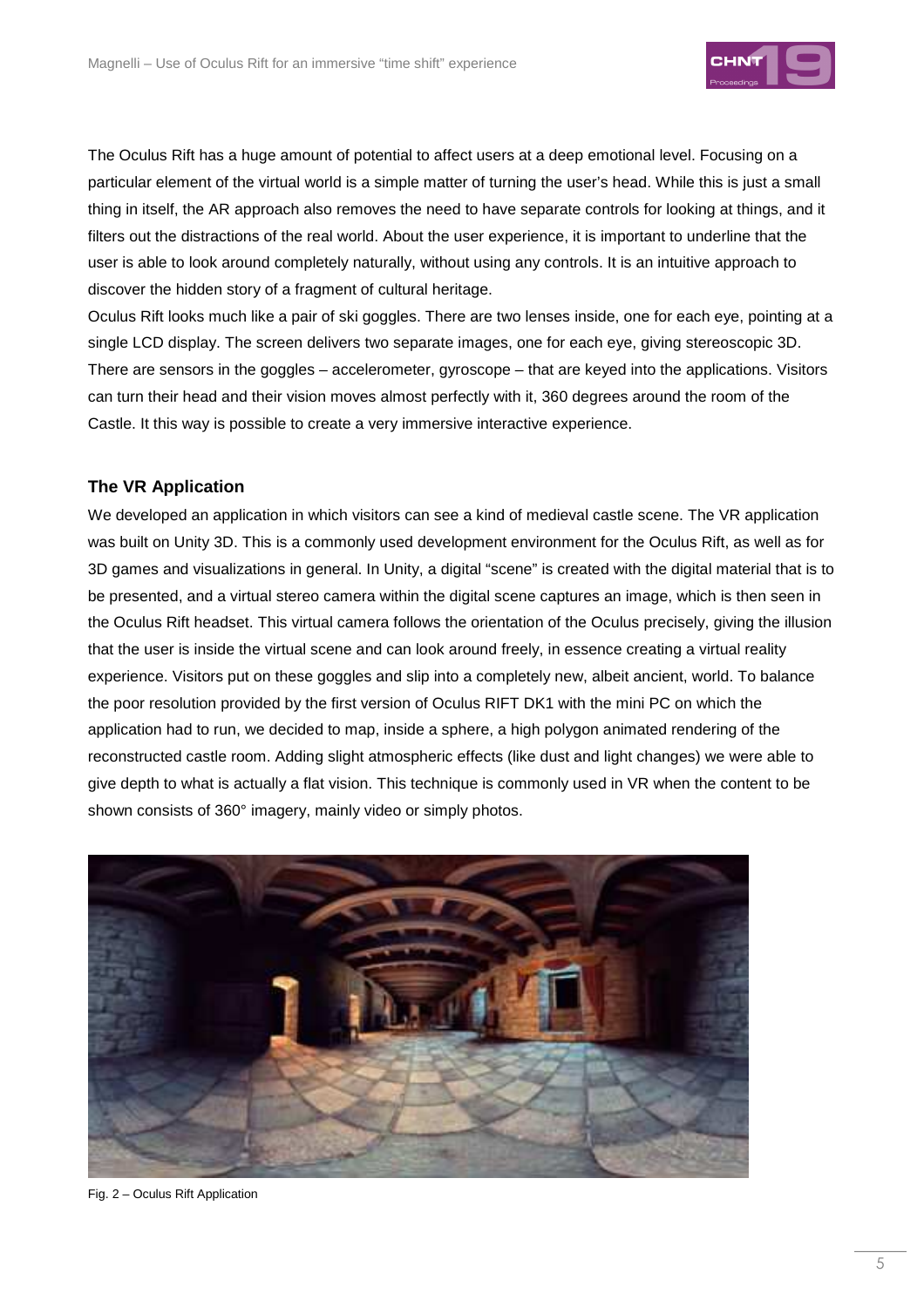The Oculus Rift has a huge amount of potential to affect users at a deep emotional level. Focusing on a particular element of the virtual world is a simple matter of turning the user's head. While this is just a small thing in itself, the AR approach also removes the need to have separate controls for looking at things, and it filters out the distractions of the real world. About the user experience, it is important to underline that the user is able to look around completely naturally, without using any controls. It is an intuitive approach to discover the hidden story of a fragment of cultural heritage.

Oculus Rift looks much like a pair of ski goggles. There are two lenses inside, one for each eye, pointing at a single LCD display. The screen delivers two separate images, one for each eye, giving stereoscopic 3D. There are sensors in the goggles – accelerometer, gyroscope – that are keyed into the applications. Visitors can turn their head and their vision moves almost perfectly with it, 360 degrees around the room of the Castle. It this way is possible to create a very immersive interactive experience.

### The VR Application

We developed an application in which visitors can see a kind of medieval castle scene. The VR application was built on Unity 3D. This is a commonly used development environment for the Oculus Rift, as well as for 3D games and visualizations in general. In Unity, a digital "scene" is created with the digital material that is to be presented, and a virtual stereo camera within the digital scene captures an image, which is then seen in the Oculus Rift headset. This virtual camera follows the orientation of the Oculus precisely, giving the illusion that the user is inside the virtual scene and can look around freely, in essence creating a virtual reality experience. Visitors put on these goggles and slip into a completely new, albeit ancient, world. To balance the poor resolution provided by the first version of Oculus RIFT DK1 with the mini PC on which the application had to run, we decided to map, inside a sphere, a high polygon animated rendering of the reconstructed castle room. Adding slight atmospheric effects (like dust and light changes) we were able to give depth to what is actually a flat vision. This technique is commonly used in VR when the content to be shown consists of 360° imagery, mainly video or simply photos.

Fig. 2 – Oculus Rift Application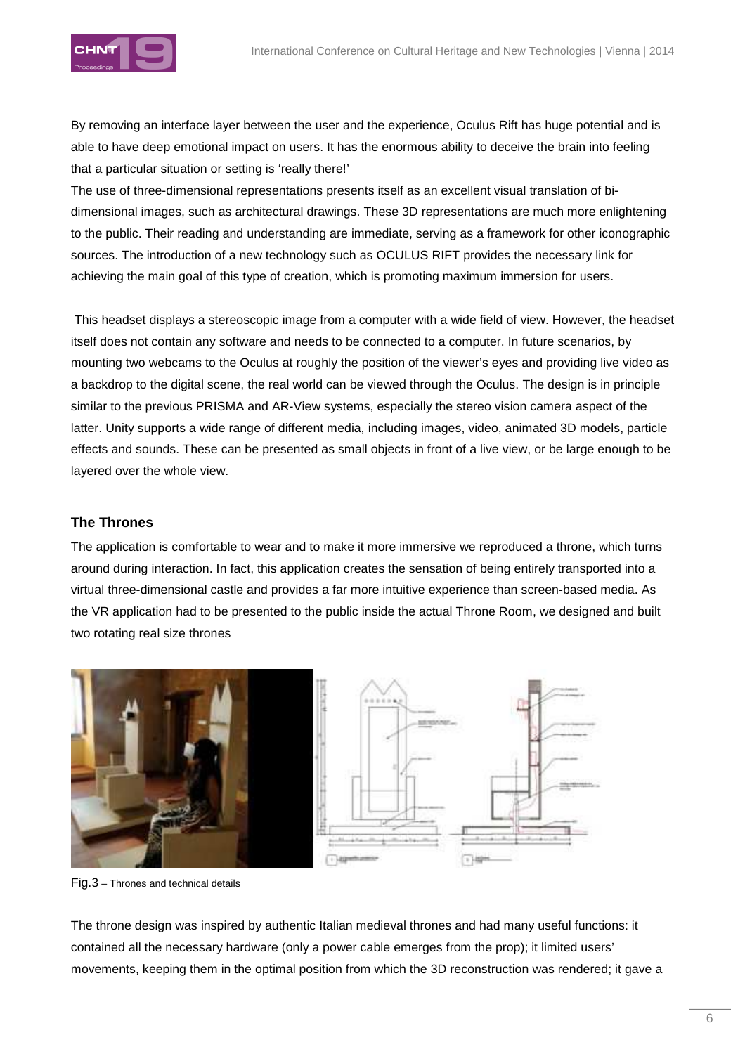By removing an interface layer between the user and the experience, Oculus Rift has huge potential and is able to have deep emotional impact on users. It has the enormous ability to deceive the brain into feeling that a particular situation or setting is 'really there!'

The use of three-dimensional representations presents itself as an excellent visual translation of bi-dimensional images, such as architectural drawings. These 3D representations are much more enlightening to the public. Their reading and understanding are immediate, serving as a framework for other iconographic sources. The introduction of a new technology such as OCULUS RIFT provides the necessary link for achieving the main goal of this type of creation, which is promoting maximum immersion for users.

This headset displays a stereoscopic image from a computer with a wide field of view. However, the headset itself does not contain any software and needs to be connected to a computer. In future scenarios, by mounting two webcams to the Oculus at roughly the position of the viewer's eyes and providing live video as a backdrop to the digital scene, the real world can be viewed through the Oculus. The design is in principle similar to the previous PRISMA and AR-View systems, especially the stereo vision camera aspect of the latter. Unity supports a wide range of different media, including images, video, animated 3D models, particle effects and sounds. These can be presented as small objects in front of a live view, or be large enough to be layered over the whole view.

## The Thrones

The application is comfortable to wear and to make it more immersive we reproduced a throne, which turns around during interaction. In fact, this application creates the sensation of being entirely transported into a virtual three-dimensional castle and provides a far more intuitive experience than screen-based media. As the VR application had to be presented to the public inside the actual Throne Room, we designed and built two rotating real size thrones

Fig.3 – Thrones and technical details

The throne design was inspired by authentic Italian medieval thrones and had many useful functions: it contained all the necessary hardware (only a power cable emerges from the prop); it limited users' movements, keeping them in the optimal position from which the 3D reconstruction was rendered; it gave a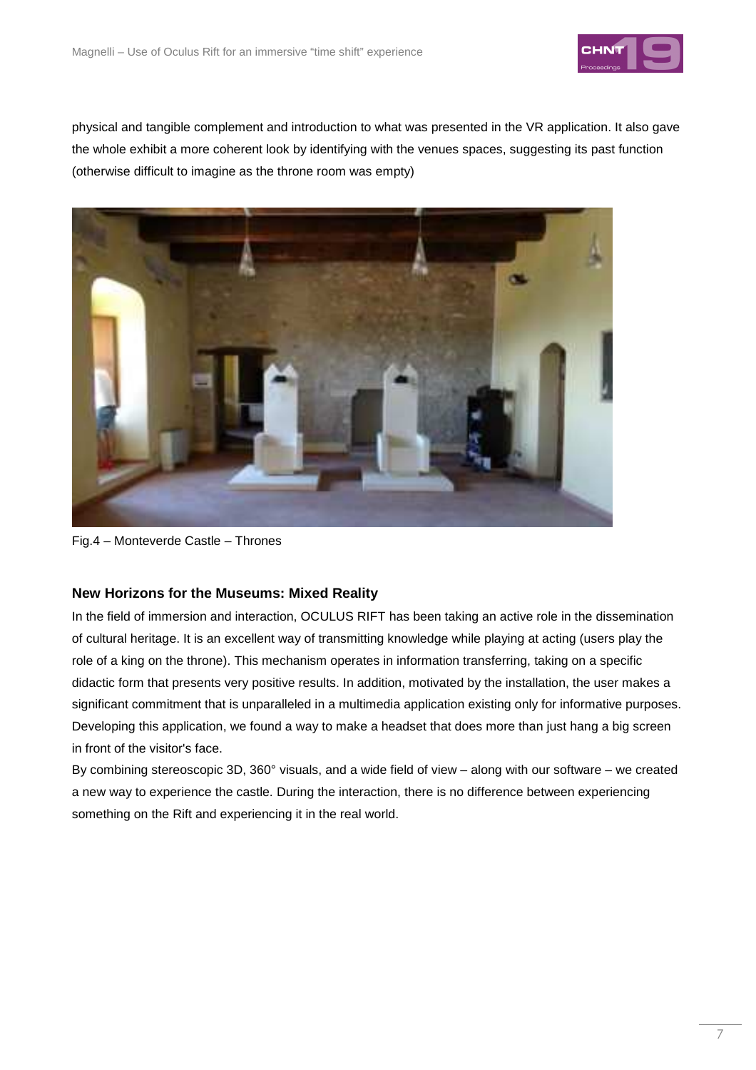physical and tangible complement and introduction to what was presented in the VR application. It also gave the whole exhibit a more coherent look by identifying with the venues spaces, suggesting its past function (otherwise difficult to imagine as the throne room was empty)

Fig.4 – Monteverde Castle – Thrones

### New Horizons for the Museums: Mixed Reality

In the field of immersion and interaction, OCULUS RIFT has been taking an active role in the dissemination of cultural heritage. It is an excellent way of transmitting knowledge while playing at acting (users play the role of a king on the throne). This mechanism operates in information transferring, taking on a specific didactic form that presents very positive results. In addition, motivated by the installation, the user makes a significant commitment that is unparalleled in a multimedia application existing only for informative purposes. Developing this application, we found a way to make a headset that does more than just hang a big screen in front of the visitor's face.

By combining stereoscopic 3D, 360° visuals, and a wide field of view – along with our software – we created a new way to experience the castle. During the interaction, there is no difference between experiencing something on the Rift and experiencing it in the real world.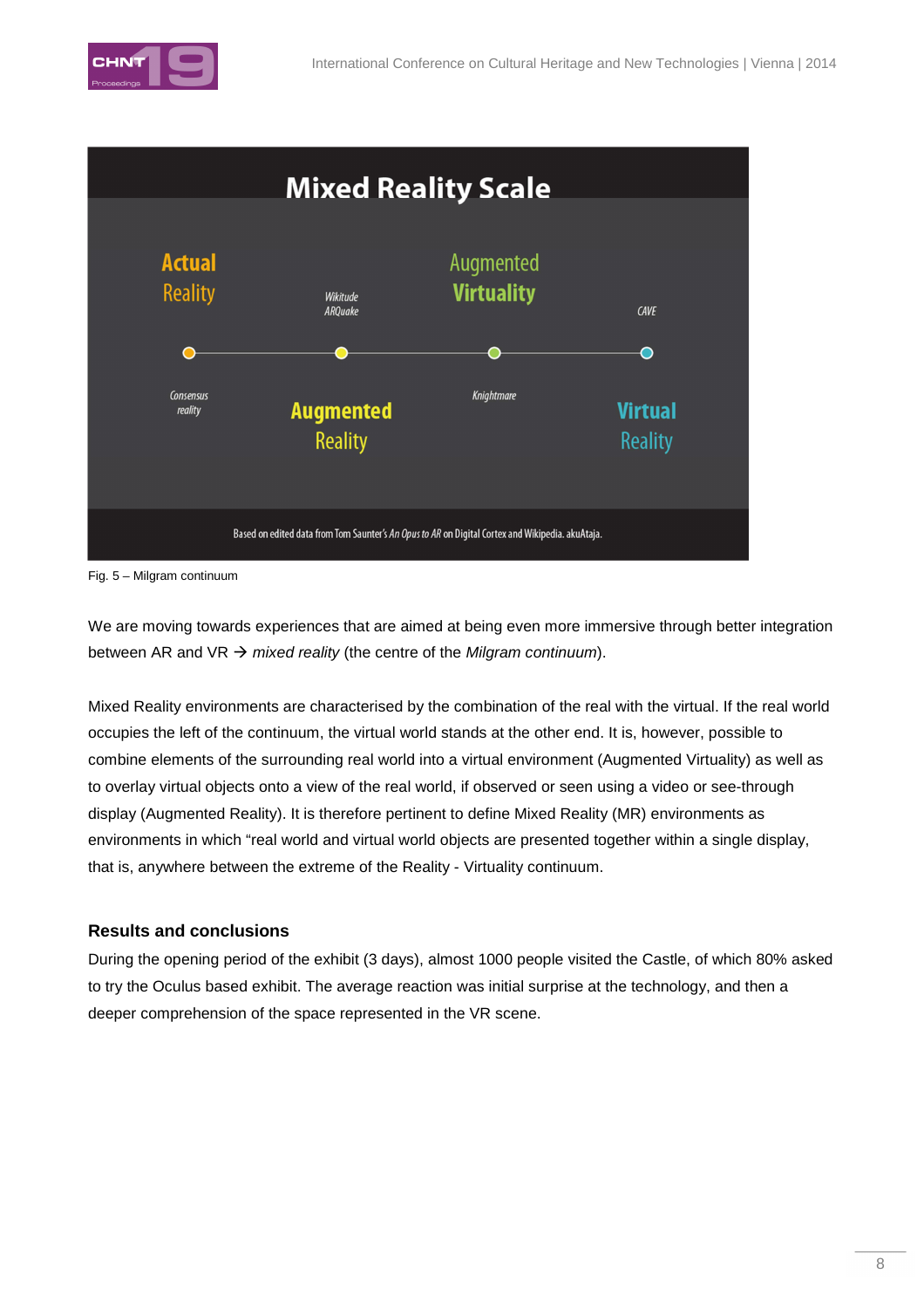Fig. 5 – Milgram continuum

We are moving towards experiences that are aimed at being even more immersive through better integration between AR and VR → *mixed reality* (the centre of the *Milgram continuum*).

Mixed Reality environments are characterised by the combination of the real with the virtual. If the real world occupies the left of the continuum, the virtual world stands at the other end. It is, however, possible to combine elements of the surrounding real world into a virtual environment (Augmented Virtuality) as well as to overlay virtual objects onto a view of the real world, if observed or seen using a video or see-through display (Augmented Reality). It is therefore pertinent to define Mixed Reality (MR) environments as environments in which "real world and virtual world objects are presented together within a single display, that is, anywhere between the extreme of the Reality - Virtuality continuum.

### Results and conclusions

During the opening period of the exhibit (3 days), almost 1000 people visited the Castle, of which 80% asked to try the Oculus based exhibit. The average reaction was initial surprise at the technology, and then a deeper comprehension of the space represented in the VR scene.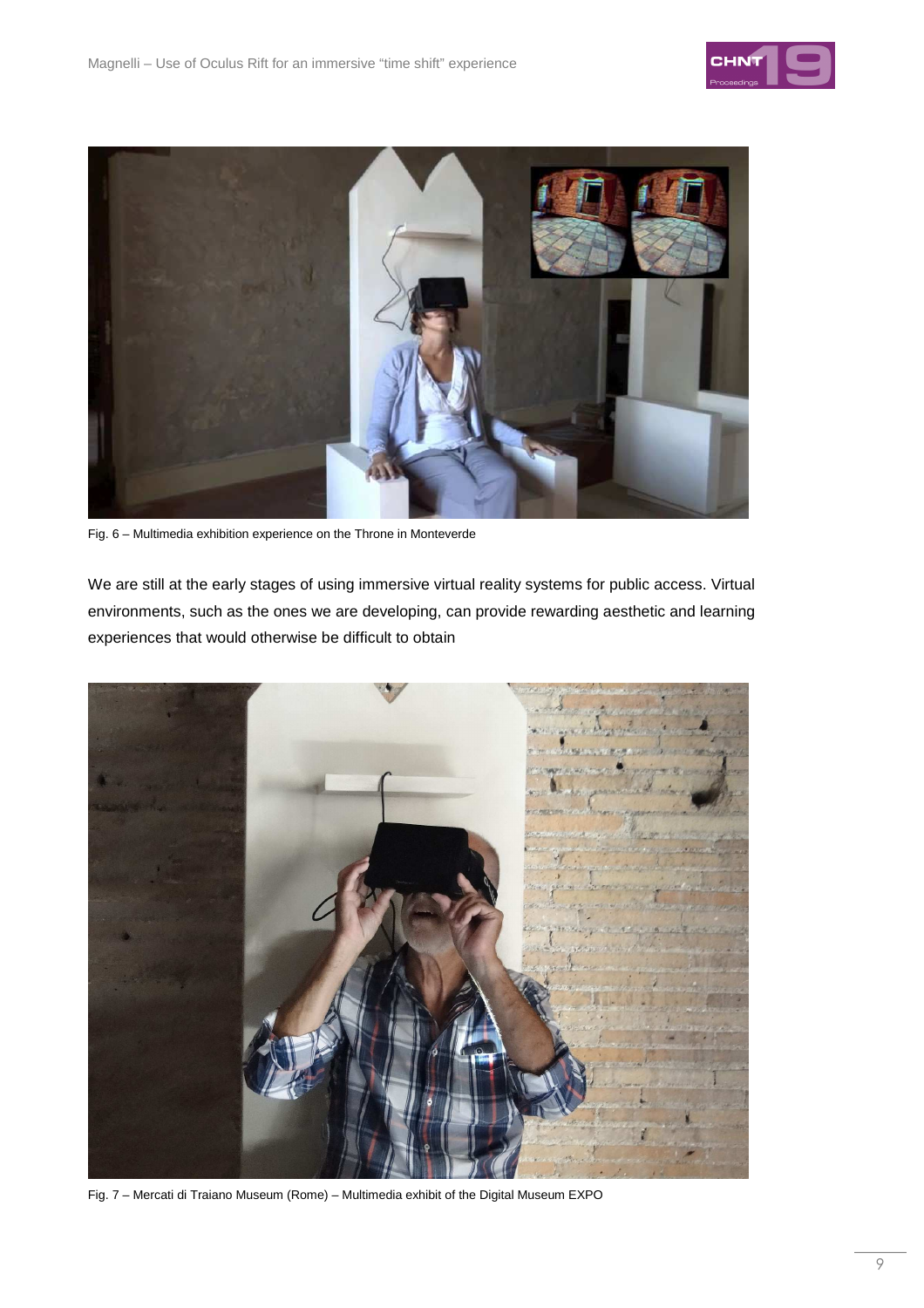Fig. 6 – Multimedia exhibition experience on the Throne in Monteverde

We are still at the early stages of using immersive virtual reality systems for public access. Virtual environments, such as the ones we are developing, can provide rewarding aesthetic and learning experiences that would otherwise be difficult to obtain

Fig. 7 – Mercati di Traiano Museum (Rome) – Multimedia exhibit of the Digital Museum EXPO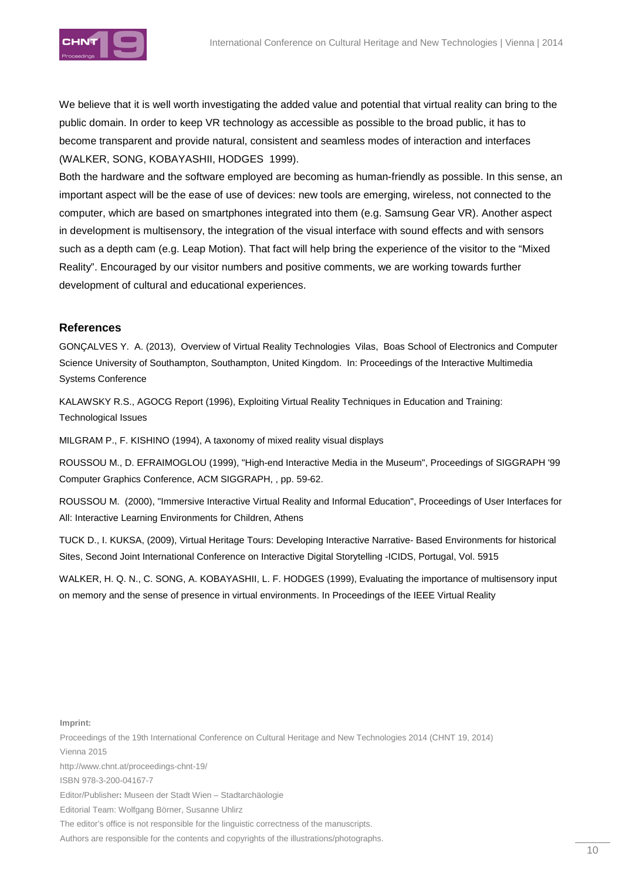We believe that it is well worth investigating the added value and potential that virtual reality can bring to the public domain. In order to keep VR technology as accessible as possible to the broad public, it has to become transparent and provide natural, consistent and seamless modes of interaction and interfaces (WALKER, SONG, KOBAYASHII, HODGES 1999).

Both the hardware and the software employed are becoming as human-friendly as possible. In this sense, an important aspect will be the ease of use of devices: new tools are emerging, wireless, not connected to the computer, which are based on smartphones integrated into them (e.g. Samsung Gear VR). Another aspect in development is multisensory, the integration of the visual interface with sound effects and with sensors such as a depth cam (e.g. Leap Motion). That fact will help bring the experience of the visitor to the "Mixed Reality". Encouraged by our visitor numbers and positive comments, we are working towards further development of cultural and educational experiences.

## References

GONÇALVES Y. A. (2013), Overview of Virtual Reality Technologies Vilas, Boas School of Electronics and Computer Science University of Southampton, Southampton, United Kingdom. In: Proceedings of the Interactive Multimedia Systems Conference

KALAWSKY R.S., AGOCG Report (1996), Exploiting Virtual Reality Techniques in Education and Training: Technological Issues

MILGRAM P., F. KISHINO (1994), A taxonomy of mixed reality visual displays

ROUSSOU M., D. EFRAIMOGLOU (1999), "High-end Interactive Media in the Museum", Proceedings of SIGGRAPH '99 Computer Graphics Conference, ACM SIGGRAPH, , pp. 59-62.

ROUSSOU M. (2000), "Immersive Interactive Virtual Reality and Informal Education", Proceedings of User Interfaces for All: Interactive Learning Environments for Children, Athens

TUCK D., I. KUKSA, (2009), Virtual Heritage Tours: Developing Interactive Narrative- Based Environments for historical Sites, Second Joint International Conference on Interactive Digital Storytelling -ICIDS, Portugal, Vol. 5915

WALKER, H. Q. N., C. SONG, A. KOBAYASHII, L. F. HODGES (1999), Evaluating the importance of multisensory input on memory and the sense of presence in virtual environments. In Proceedings of the IEEE Virtual Reality

**Imprint:**

Proceedings of the 19th International Conference on Cultural Heritage and New Technologies 2014 (CHNT 19, 2014)

Vienna 2015

http://www.chnt.at/proceedings-chnt-19/

ISBN 978-3-200-04167-7

Editor/Publisher: Museen der Stadt Wien – Stadtarchäologie

Editorial Team: Wolfgang Börner, Susanne Uhlirz

The editor's office is not responsible for the linguistic correctness of the manuscripts.

Authors are responsible for the contents and copyrights of the illustrations/photographs.